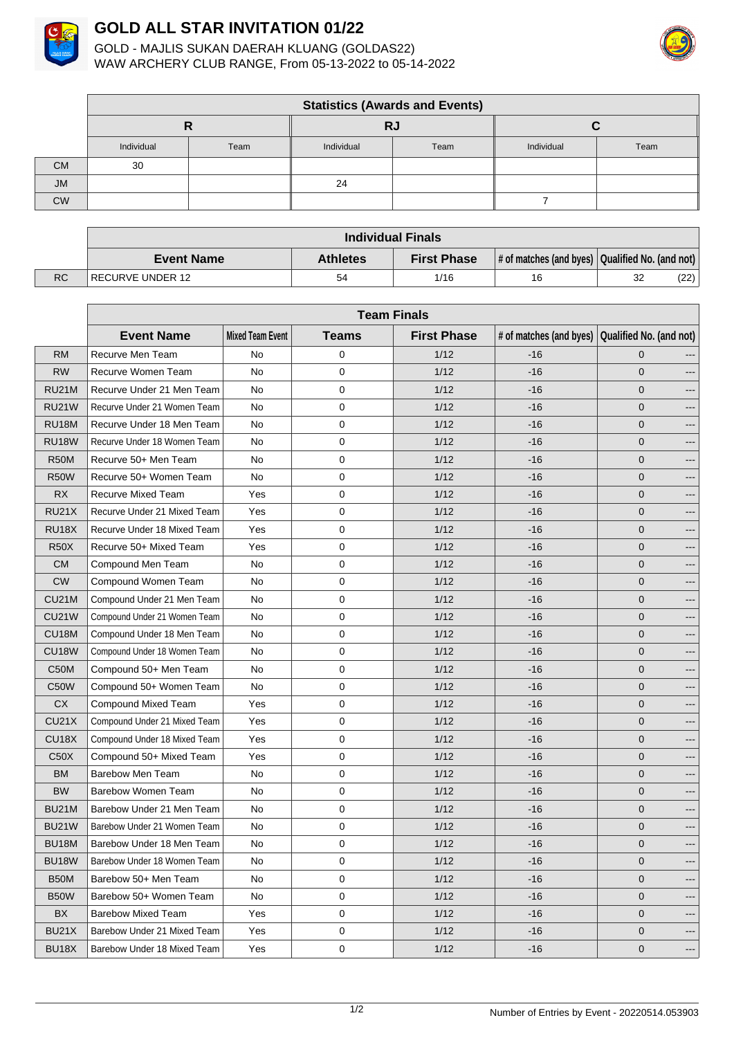# GOLD ALL STAR INVITATION 01/22

GOLD - MAJLIS SUKAN DAERAH KLUANG (GOLDAS22)
WAW ARCHERY CLUB RANGE, From 05-13-2022 to 05-14-2022

| | Statistics (Awards and Events) | | | | | |
|---|---|---|---|---|---|---|
| | R | | RJ | | C | |
| | Individual | Team | Individual | Team | Individual | Team |
| CM | 30 | | | | | |
| JM | | | 24 | | | |
| CW | | | | | 7 | |

| | Individual Finals | | | | | |
|---|---|---|---|---|---|---|
| | **Event Name** | **Athletes** | **First Phase** | # of matches (and byes) | Qualified No. (and not) | |
| RC | RECURVE UNDER 12 | 54 | 1/16 | 16 | 32 | (22) |

| | Team Finals | | | | | | |
|---|---|---|---|---|---|---|---|
| | **Event Name** | Mixed Team Event | **Teams** | **First Phase** | # of matches (and byes) | Qualified No. (and not) | |
| RM | Recurve Men Team | No | 0 | 1/12 | -16 | 0 | --- |
| RW | Recurve Women Team | No | 0 | 1/12 | -16 | 0 | --- |
| RU21M | Recurve Under 21 Men Team | No | 0 | 1/12 | -16 | 0 | --- |
| RU21W | Recurve Under 21 Women Team | No | 0 | 1/12 | -16 | 0 | --- |
| RU18M | Recurve Under 18 Men Team | No | 0 | 1/12 | -16 | 0 | --- |
| RU18W | Recurve Under 18 Women Team | No | 0 | 1/12 | -16 | 0 | --- |
| R50M | Recurve 50+ Men Team | No | 0 | 1/12 | -16 | 0 | --- |
| R50W | Recurve 50+ Women Team | No | 0 | 1/12 | -16 | 0 | --- |
| RX | Recurve Mixed Team | Yes | 0 | 1/12 | -16 | 0 | --- |
| RU21X | Recurve Under 21 Mixed Team | Yes | 0 | 1/12 | -16 | 0 | --- |
| RU18X | Recurve Under 18 Mixed Team | Yes | 0 | 1/12 | -16 | 0 | --- |
| R50X | Recurve 50+ Mixed Team | Yes | 0 | 1/12 | -16 | 0 | --- |
| CM | Compound Men Team | No | 0 | 1/12 | -16 | 0 | --- |
| CW | Compound Women Team | No | 0 | 1/12 | -16 | 0 | --- |
| CU21M | Compound Under 21 Men Team | No | 0 | 1/12 | -16 | 0 | --- |
| CU21W | Compound Under 21 Women Team | No | 0 | 1/12 | -16 | 0 | --- |
| CU18M | Compound Under 18 Men Team | No | 0 | 1/12 | -16 | 0 | --- |
| CU18W | Compound Under 18 Women Team | No | 0 | 1/12 | -16 | 0 | --- |
| C50M | Compound 50+ Men Team | No | 0 | 1/12 | -16 | 0 | --- |
| C50W | Compound 50+ Women Team | No | 0 | 1/12 | -16 | 0 | --- |
| CX | Compound Mixed Team | Yes | 0 | 1/12 | -16 | 0 | --- |
| CU21X | Compound Under 21 Mixed Team | Yes | 0 | 1/12 | -16 | 0 | --- |
| CU18X | Compound Under 18 Mixed Team | Yes | 0 | 1/12 | -16 | 0 | --- |
| C50X | Compound 50+ Mixed Team | Yes | 0 | 1/12 | -16 | 0 | --- |
| BM | Barebow Men Team | No | 0 | 1/12 | -16 | 0 | --- |
| BW | Barebow Women Team | No | 0 | 1/12 | -16 | 0 | --- |
| BU21M | Barebow Under 21 Men Team | No | 0 | 1/12 | -16 | 0 | --- |
| BU21W | Barebow Under 21 Women Team | No | 0 | 1/12 | -16 | 0 | --- |
| BU18M | Barebow Under 18 Men Team | No | 0 | 1/12 | -16 | 0 | --- |
| BU18W | Barebow Under 18 Women Team | No | 0 | 1/12 | -16 | 0 | --- |
| B50M | Barebow 50+ Men Team | No | 0 | 1/12 | -16 | 0 | --- |
| B50W | Barebow 50+ Women Team | No | 0 | 1/12 | -16 | 0 | --- |
| BX | Barebow Mixed Team | Yes | 0 | 1/12 | -16 | 0 | --- |
| BU21X | Barebow Under 21 Mixed Team | Yes | 0 | 1/12 | -16 | 0 | --- |
| BU18X | Barebow Under 18 Mixed Team | Yes | 0 | 1/12 | -16 | 0 | --- |

Number of Entries by Event - 20220514.053903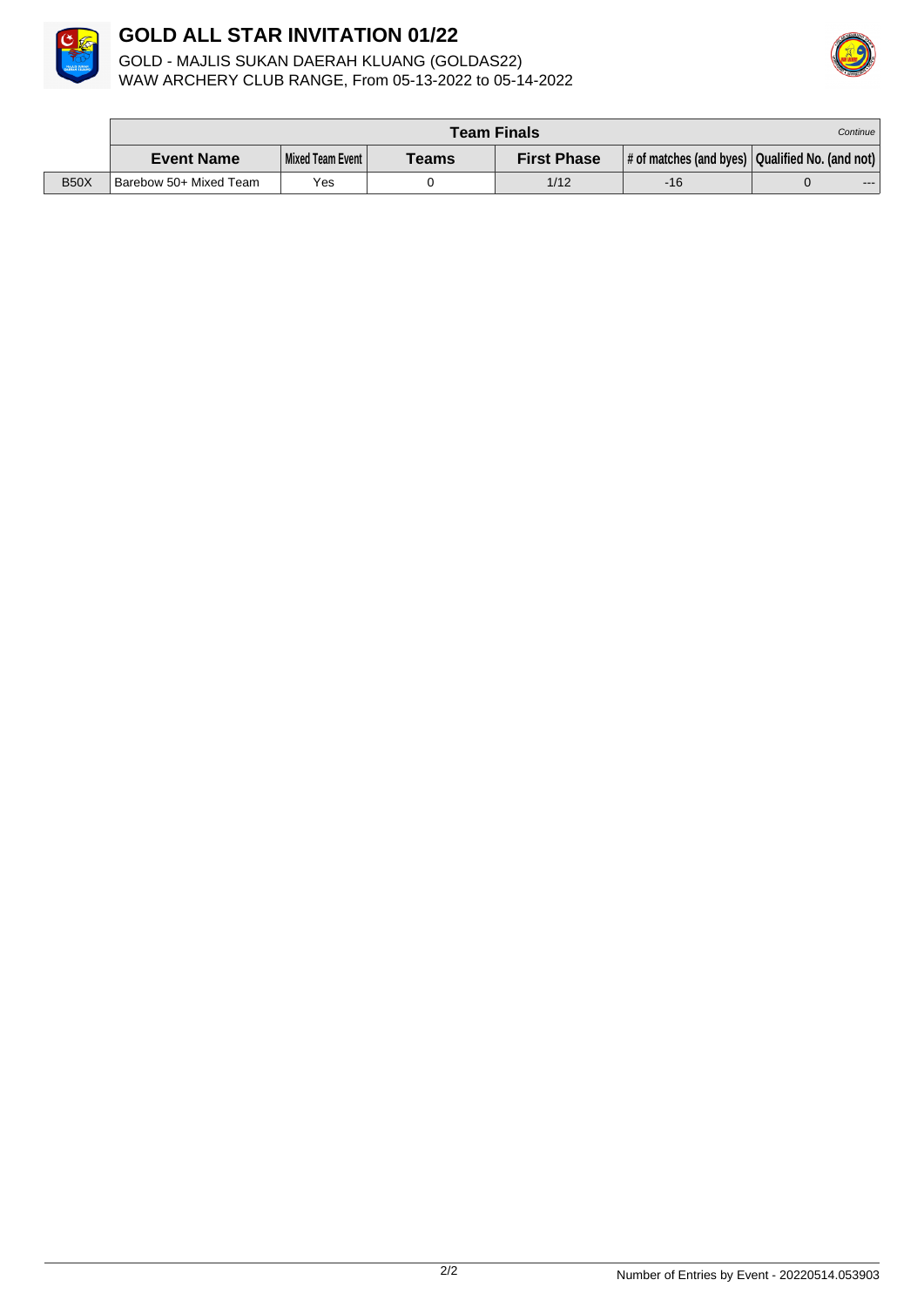# GOLD ALL STAR INVITATION 01/22

GOLD - MAJLIS SUKAN DAERAH KLUANG (GOLDAS22)
WAW ARCHERY CLUB RANGE, From 05-13-2022 to 05-14-2022

| | Team Finals | | | | | *Continue* |
|---|---|---|---|---|---|---|
| | **Event Name** | **Mixed Team Event** | **Teams** | **First Phase** | **# of matches (and byes)** | **Qualified No. (and not)** |
| B50X | Barebow 50+ Mixed Team | Yes | 0 | 1/12 | -16 | 0 --- |

Number of Entries by Event - 20220514.053903